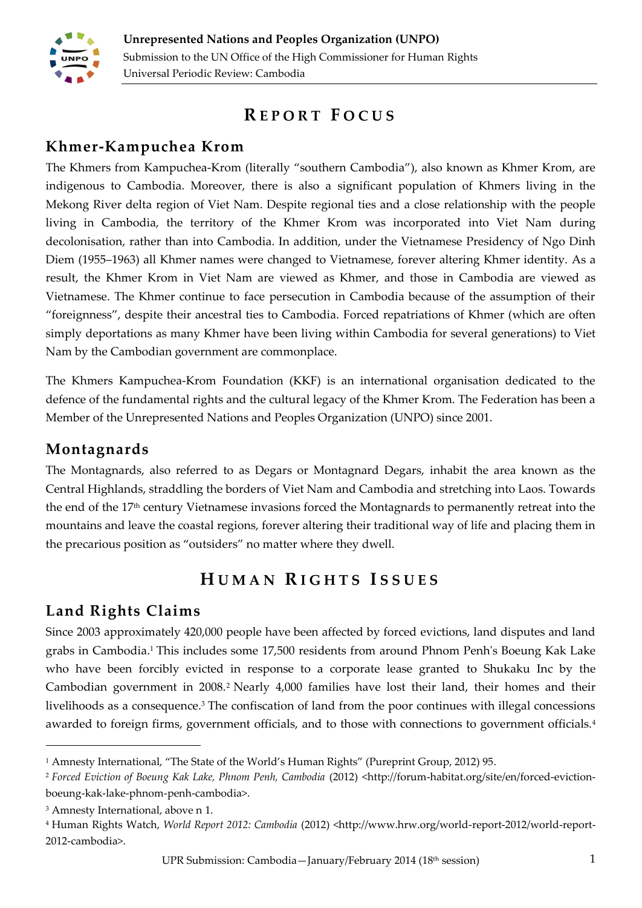# Report Focus

## Khmer-Kampuchea Krom

The Khmers from Kampuchea-Krom (literally "southern Cambodia"), also known as Khmer Krom, are indigenous to Cambodia. Moreover, there is also a significant population of Khmers living in the Mekong River delta region of Viet Nam. Despite regional ties and a close relationship with the people living in Cambodia, the territory of the Khmer Krom was incorporated into Viet Nam during decolonisation, rather than into Cambodia. In addition, under the Vietnamese Presidency of Ngo Dinh Diem (1955–1963) all Khmer names were changed to Vietnamese, forever altering Khmer identity. As a result, the Khmer Krom in Viet Nam are viewed as Khmer, and those in Cambodia are viewed as Vietnamese. The Khmer continue to face persecution in Cambodia because of the assumption of their "foreignness", despite their ancestral ties to Cambodia. Forced repatriations of Khmer (which are often simply deportations as many Khmer have been living within Cambodia for several generations) to Viet Nam by the Cambodian government are commonplace.

The Khmers Kampuchea-Krom Foundation (KKF) is an international organisation dedicated to the defence of the fundamental rights and the cultural legacy of the Khmer Krom. The Federation has been a Member of the Unrepresented Nations and Peoples Organization (UNPO) since 2001.

## Montagnards

The Montagnards, also referred to as Degars or Montagnard Degars, inhabit the area known as the Central Highlands, straddling the borders of Viet Nam and Cambodia and stretching into Laos. Towards the end of the 17th century Vietnamese invasions forced the Montagnards to permanently retreat into the mountains and leave the coastal regions, forever altering their traditional way of life and placing them in the precarious position as "outsiders" no matter where they dwell.

# Human Rights Issues

## Land Rights Claims

Since 2003 approximately 420,000 people have been affected by forced evictions, land disputes and land grabs in Cambodia.[1] This includes some 17,500 residents from around Phnom Penh's Boeung Kak Lake who have been forcibly evicted in response to a corporate lease granted to Shukaku Inc by the Cambodian government in 2008.[2] Nearly 4,000 families have lost their land, their homes and their livelihoods as a consequence.[3] The confiscation of land from the poor continues with illegal concessions awarded to foreign firms, government officials, and to those with connections to government officials.[4]

---

[1] Amnesty International, "The State of the World's Human Rights" (Pureprint Group, 2012) 95.

[2] *Forced Eviction of Boeung Kak Lake, Phnom Penh, Cambodia* (2012) <http://forum-habitat.org/site/en/forced-eviction-boeung-kak-lake-phnom-penh-cambodia>.

[3] Amnesty International, above n 1.

[4] Human Rights Watch, *World Report 2012: Cambodia* (2012) <http://www.hrw.org/world-report-2012/world-report-2012-cambodia>.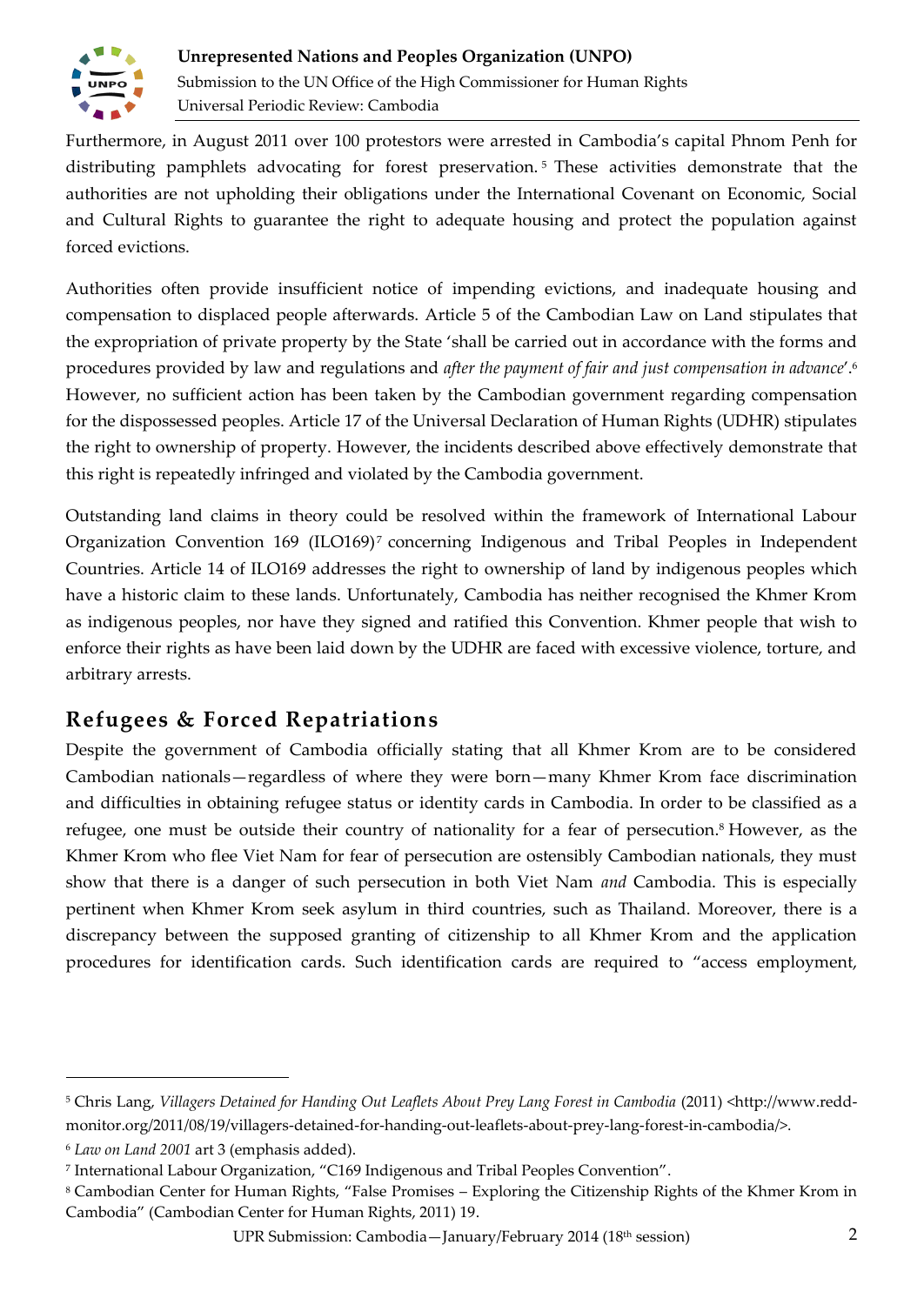Furthermore, in August 2011 over 100 protestors were arrested in Cambodia's capital Phnom Penh for distributing pamphlets advocating for forest preservation.[5] These activities demonstrate that the authorities are not upholding their obligations under the International Covenant on Economic, Social and Cultural Rights to guarantee the right to adequate housing and protect the population against forced evictions.

Authorities often provide insufficient notice of impending evictions, and inadequate housing and compensation to displaced people afterwards. Article 5 of the Cambodian Law on Land stipulates that the expropriation of private property by the State 'shall be carried out in accordance with the forms and procedures provided by law and regulations and *after the payment of fair and just compensation in advance*'.[6] However, no sufficient action has been taken by the Cambodian government regarding compensation for the dispossessed peoples. Article 17 of the Universal Declaration of Human Rights (UDHR) stipulates the right to ownership of property. However, the incidents described above effectively demonstrate that this right is repeatedly infringed and violated by the Cambodia government.

Outstanding land claims in theory could be resolved within the framework of International Labour Organization Convention 169 (ILO169)[7] concerning Indigenous and Tribal Peoples in Independent Countries. Article 14 of ILO169 addresses the right to ownership of land by indigenous peoples which have a historic claim to these lands. Unfortunately, Cambodia has neither recognised the Khmer Krom as indigenous peoples, nor have they signed and ratified this Convention. Khmer people that wish to enforce their rights as have been laid down by the UDHR are faced with excessive violence, torture, and arbitrary arrests.

## Refugees & Forced Repatriations

Despite the government of Cambodia officially stating that all Khmer Krom are to be considered Cambodian nationals—regardless of where they were born—many Khmer Krom face discrimination and difficulties in obtaining refugee status or identity cards in Cambodia. In order to be classified as a refugee, one must be outside their country of nationality for a fear of persecution.[8] However, as the Khmer Krom who flee Viet Nam for fear of persecution are ostensibly Cambodian nationals, they must show that there is a danger of such persecution in both Viet Nam *and* Cambodia. This is especially pertinent when Khmer Krom seek asylum in third countries, such as Thailand. Moreover, there is a discrepancy between the supposed granting of citizenship to all Khmer Krom and the application procedures for identification cards. Such identification cards are required to "access employment,

---

[5] Chris Lang, *Villagers Detained for Handing Out Leaflets About Prey Lang Forest in Cambodia* (2011) <http://www.redd-monitor.org/2011/08/19/villagers-detained-for-handing-out-leaflets-about-prey-lang-forest-in-cambodia/>.

[6] *Law on Land 2001* art 3 (emphasis added).

[7] International Labour Organization, "C169 Indigenous and Tribal Peoples Convention".

[8] Cambodian Center for Human Rights, "False Promises – Exploring the Citizenship Rights of the Khmer Krom in Cambodia" (Cambodian Center for Human Rights, 2011) 19.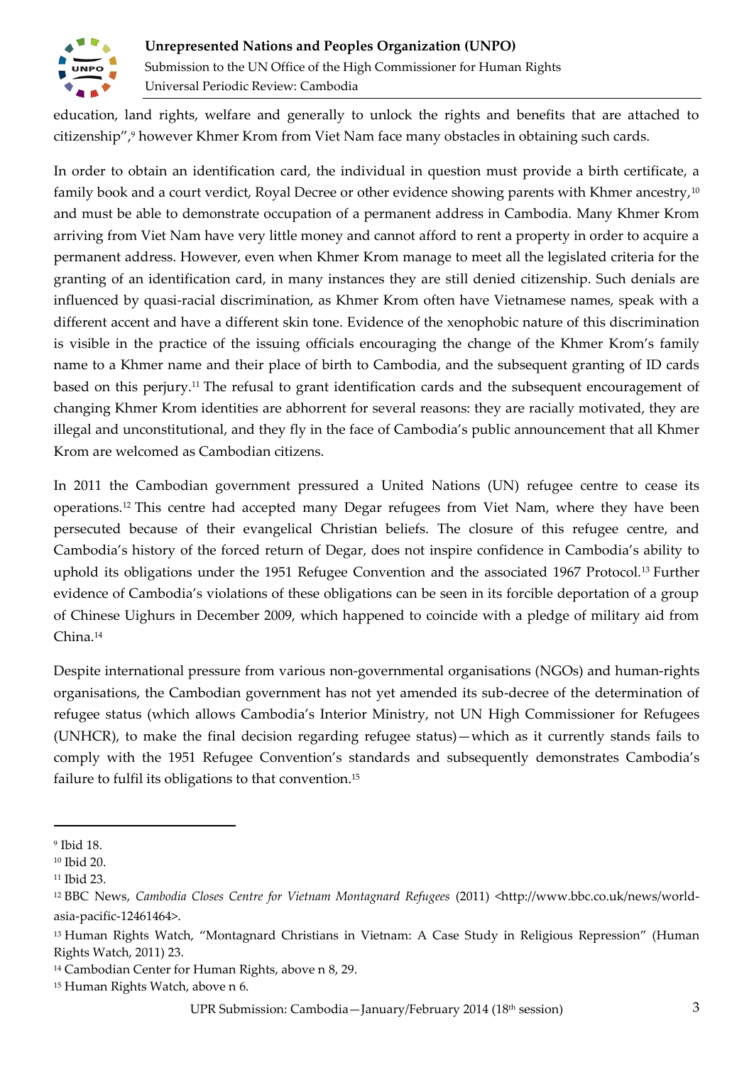education, land rights, welfare and generally to unlock the rights and benefits that are attached to citizenship”,[9] however Khmer Krom from Viet Nam face many obstacles in obtaining such cards.

In order to obtain an identification card, the individual in question must provide a birth certificate, a family book and a court verdict, Royal Decree or other evidence showing parents with Khmer ancestry,[10] and must be able to demonstrate occupation of a permanent address in Cambodia. Many Khmer Krom arriving from Viet Nam have very little money and cannot afford to rent a property in order to acquire a permanent address. However, even when Khmer Krom manage to meet all the legislated criteria for the granting of an identification card, in many instances they are still denied citizenship. Such denials are influenced by quasi-racial discrimination, as Khmer Krom often have Vietnamese names, speak with a different accent and have a different skin tone. Evidence of the xenophobic nature of this discrimination is visible in the practice of the issuing officials encouraging the change of the Khmer Krom’s family name to a Khmer name and their place of birth to Cambodia, and the subsequent granting of ID cards based on this perjury.[11] The refusal to grant identification cards and the subsequent encouragement of changing Khmer Krom identities are abhorrent for several reasons: they are racially motivated, they are illegal and unconstitutional, and they fly in the face of Cambodia’s public announcement that all Khmer Krom are welcomed as Cambodian citizens.

In 2011 the Cambodian government pressured a United Nations (UN) refugee centre to cease its operations.[12] This centre had accepted many Degar refugees from Viet Nam, where they have been persecuted because of their evangelical Christian beliefs. The closure of this refugee centre, and Cambodia’s history of the forced return of Degar, does not inspire confidence in Cambodia’s ability to uphold its obligations under the 1951 Refugee Convention and the associated 1967 Protocol.[13] Further evidence of Cambodia’s violations of these obligations can be seen in its forcible deportation of a group of Chinese Uighurs in December 2009, which happened to coincide with a pledge of military aid from China.[14]

Despite international pressure from various non-governmental organisations (NGOs) and human-rights organisations, the Cambodian government has not yet amended its sub-decree of the determination of refugee status (which allows Cambodia’s Interior Ministry, not UN High Commissioner for Refugees (UNHCR), to make the final decision regarding refugee status)—which as it currently stands fails to comply with the 1951 Refugee Convention’s standards and subsequently demonstrates Cambodia’s failure to fulfil its obligations to that convention.[15]

---

[9] Ibid 18.

[10] Ibid 20.

[11] Ibid 23.

[12] BBC News, *Cambodia Closes Centre for Vietnam Montagnard Refugees* (2011) <http://www.bbc.co.uk/news/world-asia-pacific-12461464>.

[13] Human Rights Watch, “Montagnard Christians in Vietnam: A Case Study in Religious Repression” (Human Rights Watch, 2011) 23.

[14] Cambodian Center for Human Rights, above n 8, 29.

[15] Human Rights Watch, above n 6.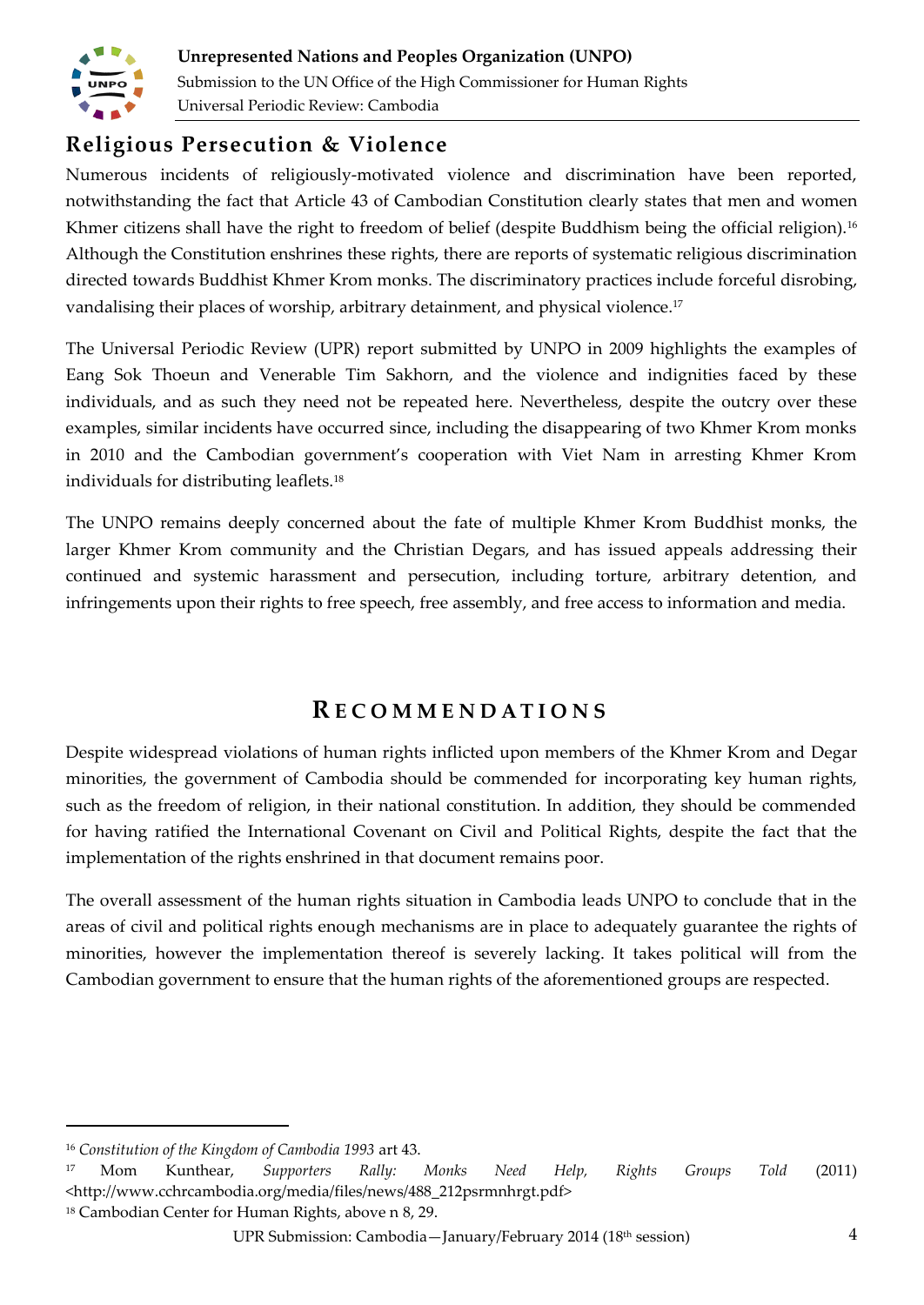## Religious Persecution & Violence

Numerous incidents of religiously-motivated violence and discrimination have been reported, notwithstanding the fact that Article 43 of Cambodian Constitution clearly states that men and women Khmer citizens shall have the right to freedom of belief (despite Buddhism being the official religion).[16] Although the Constitution enshrines these rights, there are reports of systematic religious discrimination directed towards Buddhist Khmer Krom monks. The discriminatory practices include forceful disrobing, vandalising their places of worship, arbitrary detainment, and physical violence.[17]

The Universal Periodic Review (UPR) report submitted by UNPO in 2009 highlights the examples of Eang Sok Thoeun and Venerable Tim Sakhorn, and the violence and indignities faced by these individuals, and as such they need not be repeated here. Nevertheless, despite the outcry over these examples, similar incidents have occurred since, including the disappearing of two Khmer Krom monks in 2010 and the Cambodian government's cooperation with Viet Nam in arresting Khmer Krom individuals for distributing leaflets.[18]

The UNPO remains deeply concerned about the fate of multiple Khmer Krom Buddhist monks, the larger Khmer Krom community and the Christian Degars, and has issued appeals addressing their continued and systemic harassment and persecution, including torture, arbitrary detention, and infringements upon their rights to free speech, free assembly, and free access to information and media.

# RECOMMENDATIONS

Despite widespread violations of human rights inflicted upon members of the Khmer Krom and Degar minorities, the government of Cambodia should be commended for incorporating key human rights, such as the freedom of religion, in their national constitution. In addition, they should be commended for having ratified the International Covenant on Civil and Political Rights, despite the fact that the implementation of the rights enshrined in that document remains poor.

The overall assessment of the human rights situation in Cambodia leads UNPO to conclude that in the areas of civil and political rights enough mechanisms are in place to adequately guarantee the rights of minorities, however the implementation thereof is severely lacking. It takes political will from the Cambodian government to ensure that the human rights of the aforementioned groups are respected.

---

[16] *Constitution of the Kingdom of Cambodia 1993* art 43.

[17] Mom Kunthear, *Supporters Rally: Monks Need Help, Rights Groups Told* (2011) <http://www.cchrcambodia.org/media/files/news/488_212psrmnhrgt.pdf>

[18] Cambodian Center for Human Rights, above n 8, 29.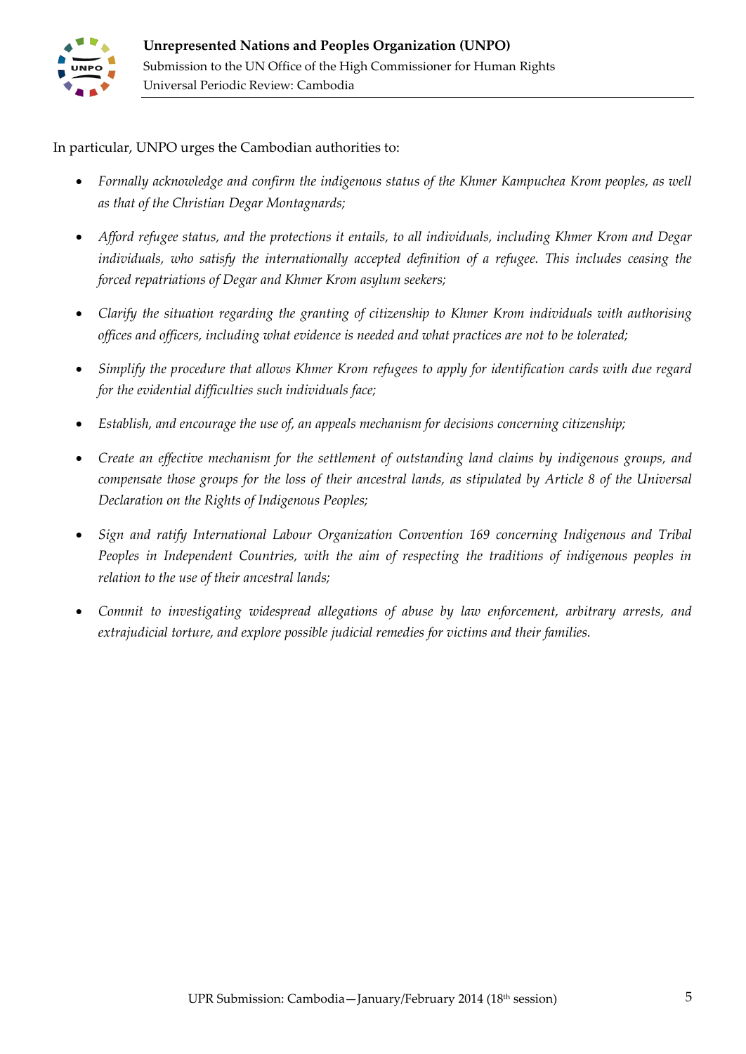In particular, UNPO urges the Cambodian authorities to:

- *Formally acknowledge and confirm the indigenous status of the Khmer Kampuchea Krom peoples, as well as that of the Christian Degar Montagnards;*
- *Afford refugee status, and the protections it entails, to all individuals, including Khmer Krom and Degar individuals, who satisfy the internationally accepted definition of a refugee. This includes ceasing the forced repatriations of Degar and Khmer Krom asylum seekers;*
- *Clarify the situation regarding the granting of citizenship to Khmer Krom individuals with authorising offices and officers, including what evidence is needed and what practices are not to be tolerated;*
- *Simplify the procedure that allows Khmer Krom refugees to apply for identification cards with due regard for the evidential difficulties such individuals face;*
- *Establish, and encourage the use of, an appeals mechanism for decisions concerning citizenship;*
- *Create an effective mechanism for the settlement of outstanding land claims by indigenous groups, and compensate those groups for the loss of their ancestral lands, as stipulated by Article 8 of the Universal Declaration on the Rights of Indigenous Peoples;*
- *Sign and ratify International Labour Organization Convention 169 concerning Indigenous and Tribal Peoples in Independent Countries, with the aim of respecting the traditions of indigenous peoples in relation to the use of their ancestral lands;*
- *Commit to investigating widespread allegations of abuse by law enforcement, arbitrary arrests, and extrajudicial torture, and explore possible judicial remedies for victims and their families.*